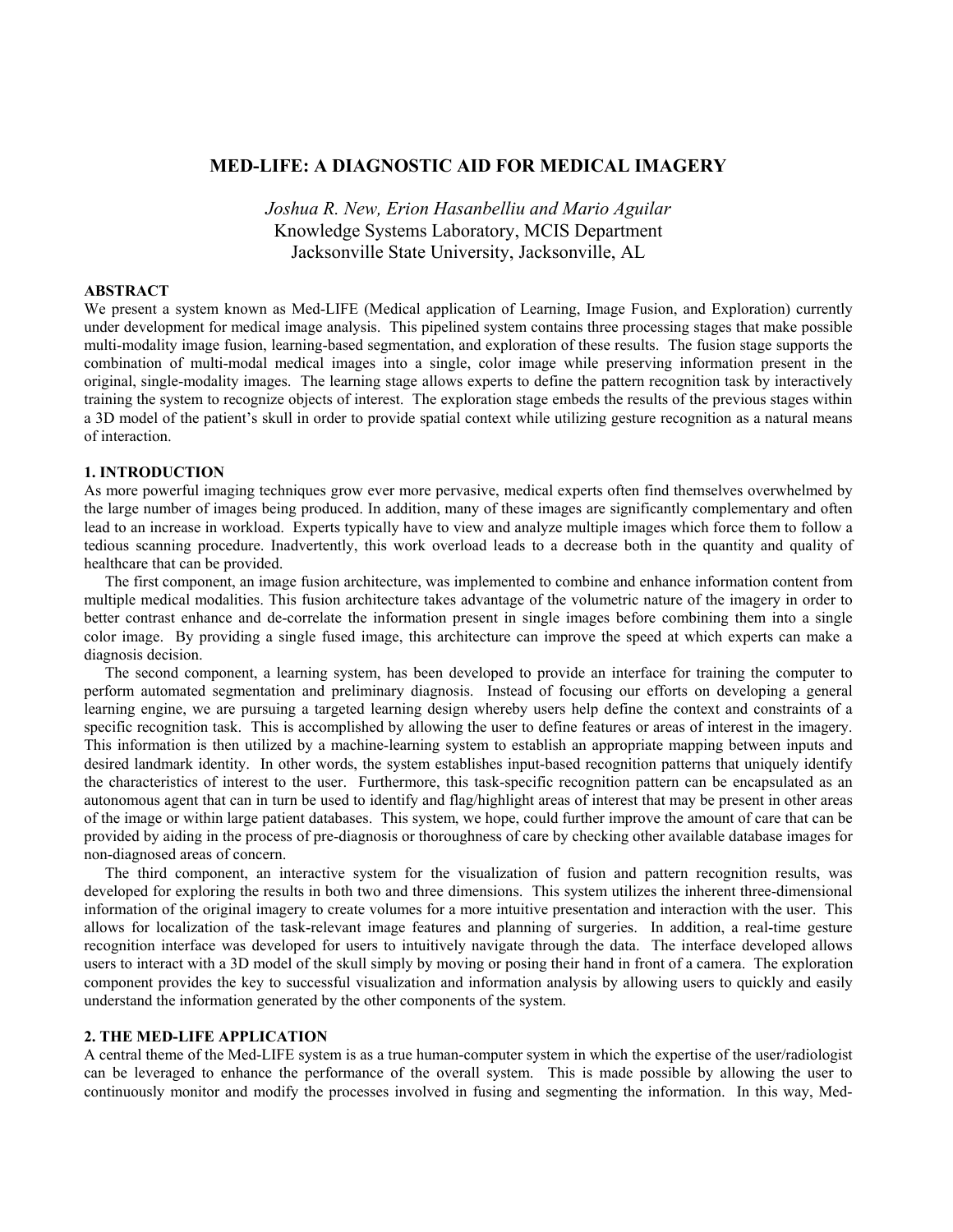# MED-LIFE: A DIAGNOSTIC AID FOR MEDICAL IMAGERY

*Joshua R. New, Erion Hasanbelliu and Mario Aguilar*
Knowledge Systems Laboratory, MCIS Department
Jacksonville State University, Jacksonville, AL

## ABSTRACT

We present a system known as Med-LIFE (Medical application of Learning, Image Fusion, and Exploration) currently under development for medical image analysis. This pipelined system contains three processing stages that make possible multi-modality image fusion, learning-based segmentation, and exploration of these results. The fusion stage supports the combination of multi-modal medical images into a single, color image while preserving information present in the original, single-modality images. The learning stage allows experts to define the pattern recognition task by interactively training the system to recognize objects of interest. The exploration stage embeds the results of the previous stages within a 3D model of the patient's skull in order to provide spatial context while utilizing gesture recognition as a natural means of interaction.

## 1. INTRODUCTION

As more powerful imaging techniques grow ever more pervasive, medical experts often find themselves overwhelmed by the large number of images being produced. In addition, many of these images are significantly complementary and often lead to an increase in workload. Experts typically have to view and analyze multiple images which force them to follow a tedious scanning procedure. Inadvertently, this work overload leads to a decrease both in the quantity and quality of healthcare that can be provided.

The first component, an image fusion architecture, was implemented to combine and enhance information content from multiple medical modalities. This fusion architecture takes advantage of the volumetric nature of the imagery in order to better contrast enhance and de-correlate the information present in single images before combining them into a single color image. By providing a single fused image, this architecture can improve the speed at which experts can make a diagnosis decision.

The second component, a learning system, has been developed to provide an interface for training the computer to perform automated segmentation and preliminary diagnosis. Instead of focusing our efforts on developing a general learning engine, we are pursuing a targeted learning design whereby users help define the context and constraints of a specific recognition task. This is accomplished by allowing the user to define features or areas of interest in the imagery. This information is then utilized by a machine-learning system to establish an appropriate mapping between inputs and desired landmark identity. In other words, the system establishes input-based recognition patterns that uniquely identify the characteristics of interest to the user. Furthermore, this task-specific recognition pattern can be encapsulated as an autonomous agent that can in turn be used to identify and flag/highlight areas of interest that may be present in other areas of the image or within large patient databases. This system, we hope, could further improve the amount of care that can be provided by aiding in the process of pre-diagnosis or thoroughness of care by checking other available database images for non-diagnosed areas of concern.

The third component, an interactive system for the visualization of fusion and pattern recognition results, was developed for exploring the results in both two and three dimensions. This system utilizes the inherent three-dimensional information of the original imagery to create volumes for a more intuitive presentation and interaction with the user. This allows for localization of the task-relevant image features and planning of surgeries. In addition, a real-time gesture recognition interface was developed for users to intuitively navigate through the data. The interface developed allows users to interact with a 3D model of the skull simply by moving or posing their hand in front of a camera. The exploration component provides the key to successful visualization and information analysis by allowing users to quickly and easily understand the information generated by the other components of the system.

## 2. THE MED-LIFE APPLICATION

A central theme of the Med-LIFE system is as a true human-computer system in which the expertise of the user/radiologist can be leveraged to enhance the performance of the overall system. This is made possible by allowing the user to continuously monitor and modify the processes involved in fusing and segmenting the information. In this way, Med-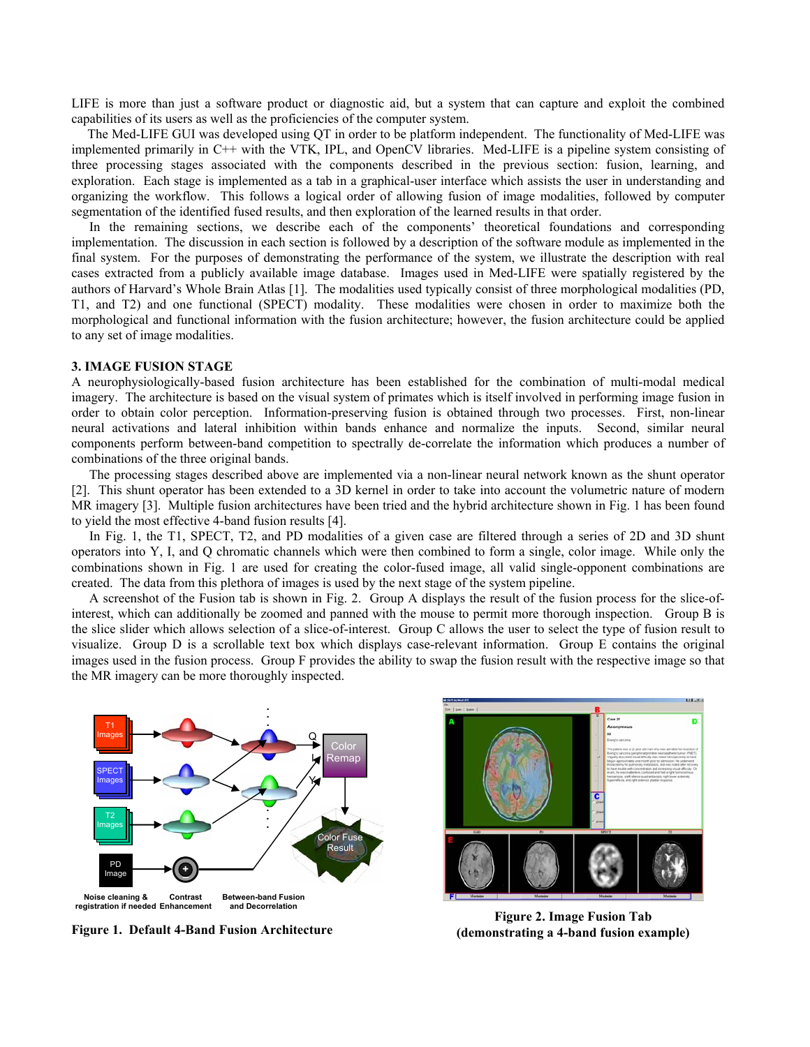LIFE is more than just a software product or diagnostic aid, but a system that can capture and exploit the combined capabilities of its users as well as the proficiencies of the computer system.

The Med-LIFE GUI was developed using QT in order to be platform independent. The functionality of Med-LIFE was implemented primarily in C++ with the VTK, IPL, and OpenCV libraries. Med-LIFE is a pipeline system consisting of three processing stages associated with the components described in the previous section: fusion, learning, and exploration. Each stage is implemented as a tab in a graphical-user interface which assists the user in understanding and organizing the workflow. This follows a logical order of allowing fusion of image modalities, followed by computer segmentation of the identified fused results, and then exploration of the learned results in that order.

In the remaining sections, we describe each of the components' theoretical foundations and corresponding implementation. The discussion in each section is followed by a description of the software module as implemented in the final system. For the purposes of demonstrating the performance of the system, we illustrate the description with real cases extracted from a publicly available image database. Images used in Med-LIFE were spatially registered by the authors of Harvard's Whole Brain Atlas [1]. The modalities used typically consist of three morphological modalities (PD, T1, and T2) and one functional (SPECT) modality. These modalities were chosen in order to maximize both the morphological and functional information with the fusion architecture; however, the fusion architecture could be applied to any set of image modalities.

## 3. IMAGE FUSION STAGE

A neurophysiologically-based fusion architecture has been established for the combination of multi-modal medical imagery. The architecture is based on the visual system of primates which is itself involved in performing image fusion in order to obtain color perception. Information-preserving fusion is obtained through two processes. First, non-linear neural activations and lateral inhibition within bands enhance and normalize the inputs. Second, similar neural components perform between-band competition to spectrally de-correlate the information which produces a number of combinations of the three original bands.

The processing stages described above are implemented via a non-linear neural network known as the shunt operator [2]. This shunt operator has been extended to a 3D kernel in order to take into account the volumetric nature of modern MR imagery [3]. Multiple fusion architectures have been tried and the hybrid architecture shown in Fig. 1 has been found to yield the most effective 4-band fusion results [4].

In Fig. 1, the T1, SPECT, T2, and PD modalities of a given case are filtered through a series of 2D and 3D shunt operators into Y, I, and Q chromatic channels which were then combined to form a single, color image. While only the combinations shown in Fig. 1 are used for creating the color-fused image, all valid single-opponent combinations are created. The data from this plethora of images is used by the next stage of the system pipeline.

A screenshot of the Fusion tab is shown in Fig. 2. Group A displays the result of the fusion process for the slice-of-interest, which can additionally be zoomed and panned with the mouse to permit more thorough inspection. Group B is the slice slider which allows selection of a slice-of-interest. Group C allows the user to select the type of fusion result to visualize. Group D is a scrollable text box which displays case-relevant information. Group E contains the original images used in the fusion process. Group F provides the ability to swap the fusion result with the respective image so that the MR imagery can be more thoroughly inspected.

**Figure 1. Default 4-Band Fusion Architecture**

**Figure 2. Image Fusion Tab (demonstrating a 4-band fusion example)**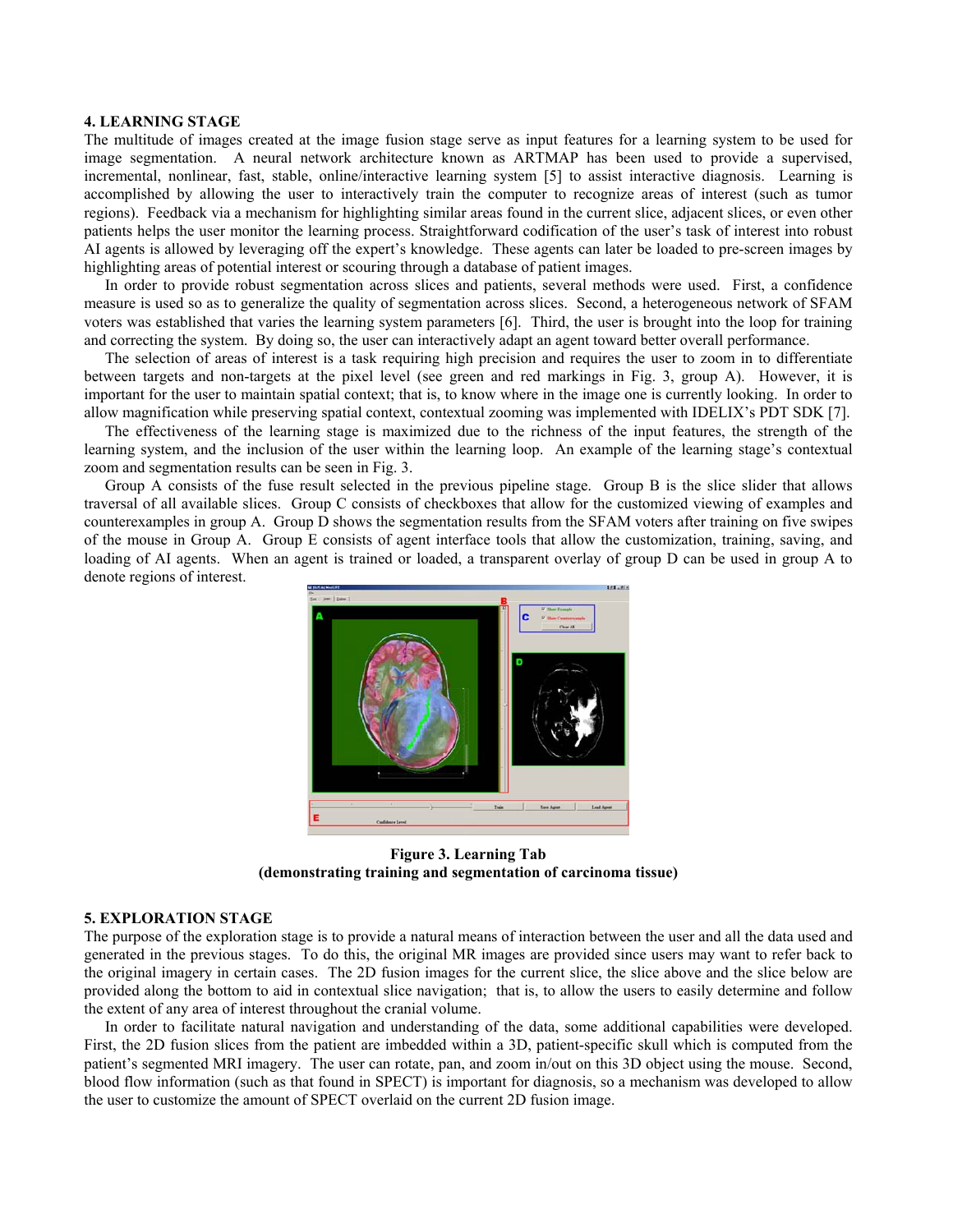## 4. LEARNING STAGE

The multitude of images created at the image fusion stage serve as input features for a learning system to be used for image segmentation. A neural network architecture known as ARTMAP has been used to provide a supervised, incremental, nonlinear, fast, stable, online/interactive learning system [5] to assist interactive diagnosis. Learning is accomplished by allowing the user to interactively train the computer to recognize areas of interest (such as tumor regions). Feedback via a mechanism for highlighting similar areas found in the current slice, adjacent slices, or even other patients helps the user monitor the learning process. Straightforward codification of the user's task of interest into robust AI agents is allowed by leveraging off the expert's knowledge. These agents can later be loaded to pre-screen images by highlighting areas of potential interest or scouring through a database of patient images.

In order to provide robust segmentation across slices and patients, several methods were used. First, a confidence measure is used so as to generalize the quality of segmentation across slices. Second, a heterogeneous network of SFAM voters was established that varies the learning system parameters [6]. Third, the user is brought into the loop for training and correcting the system. By doing so, the user can interactively adapt an agent toward better overall performance.

The selection of areas of interest is a task requiring high precision and requires the user to zoom in to differentiate between targets and non-targets at the pixel level (see green and red markings in Fig. 3, group A). However, it is important for the user to maintain spatial context; that is, to know where in the image one is currently looking. In order to allow magnification while preserving spatial context, contextual zooming was implemented with IDELIX's PDT SDK [7].

The effectiveness of the learning stage is maximized due to the richness of the input features, the strength of the learning system, and the inclusion of the user within the learning loop. An example of the learning stage's contextual zoom and segmentation results can be seen in Fig. 3.

Group A consists of the fuse result selected in the previous pipeline stage. Group B is the slice slider that allows traversal of all available slices. Group C consists of checkboxes that allow for the customized viewing of examples and counterexamples in group A. Group D shows the segmentation results from the SFAM voters after training on five swipes of the mouse in Group A. Group E consists of agent interface tools that allow the customization, training, saving, and loading of AI agents. When an agent is trained or loaded, a transparent overlay of group D can be used in group A to denote regions of interest.

**Figure 3. Learning Tab**
**(demonstrating training and segmentation of carcinoma tissue)**

## 5. EXPLORATION STAGE

The purpose of the exploration stage is to provide a natural means of interaction between the user and all the data used and generated in the previous stages. To do this, the original MR images are provided since users may want to refer back to the original imagery in certain cases. The 2D fusion images for the current slice, the slice above and the slice below are provided along the bottom to aid in contextual slice navigation; that is, to allow the users to easily determine and follow the extent of any area of interest throughout the cranial volume.

In order to facilitate natural navigation and understanding of the data, some additional capabilities were developed. First, the 2D fusion slices from the patient are imbedded within a 3D, patient-specific skull which is computed from the patient's segmented MRI imagery. The user can rotate, pan, and zoom in/out on this 3D object using the mouse. Second, blood flow information (such as that found in SPECT) is important for diagnosis, so a mechanism was developed to allow the user to customize the amount of SPECT overlaid on the current 2D fusion image.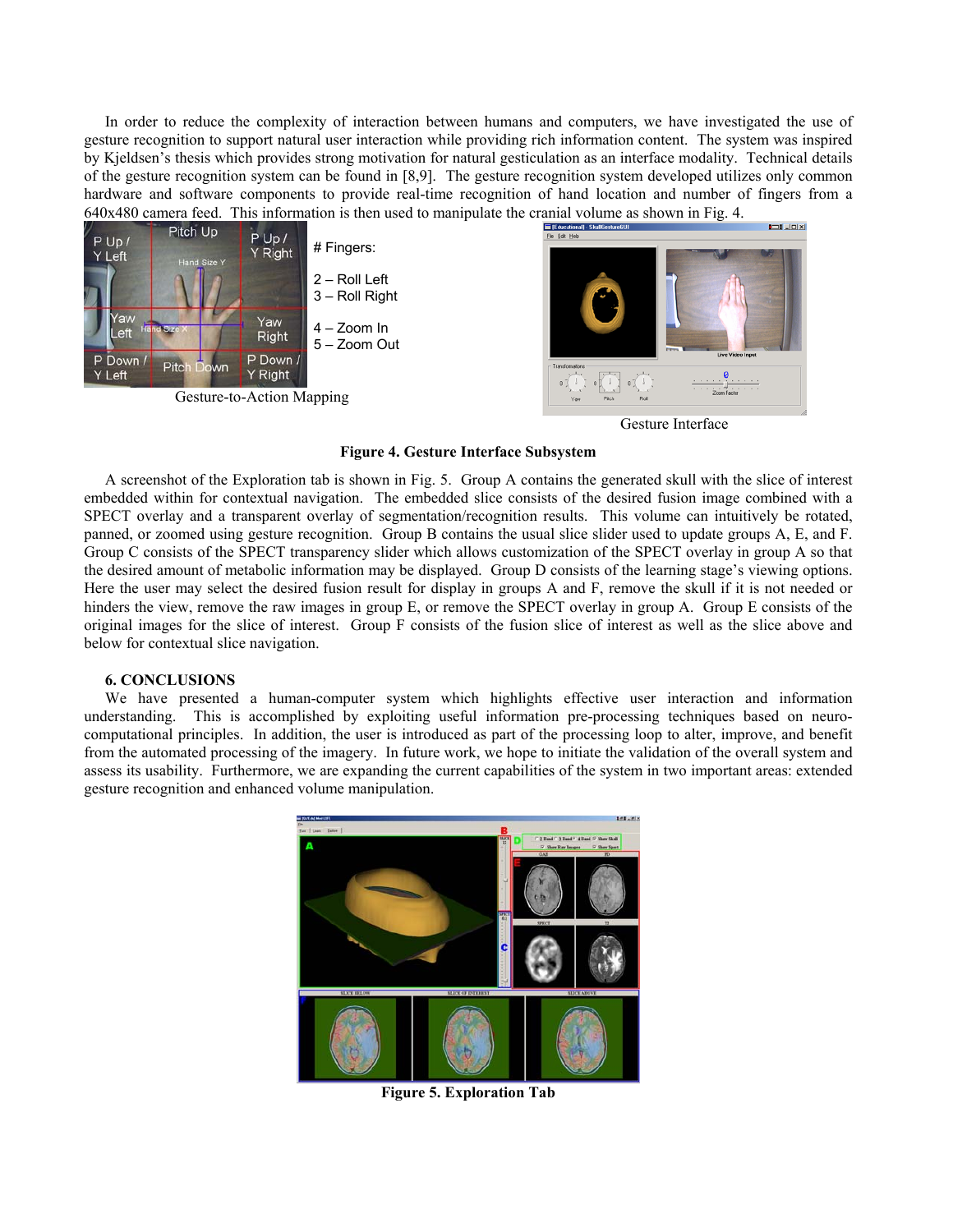In order to reduce the complexity of interaction between humans and computers, we have investigated the use of gesture recognition to support natural user interaction while providing rich information content. The system was inspired by Kjeldsen's thesis which provides strong motivation for natural gesticulation as an interface modality. Technical details of the gesture recognition system can be found in [8,9]. The gesture recognition system developed utilizes only common hardware and software components to provide real-time recognition of hand location and number of fingers from a 640x480 camera feed. This information is then used to manipulate the cranial volume as shown in Fig. 4.

\# Fingers:

2 – Roll Left
3 – Roll Right

4 – Zoom In
5 – Zoom Out

Gesture-to-Action Mapping

Gesture Interface

**Figure 4. Gesture Interface Subsystem**

A screenshot of the Exploration tab is shown in Fig. 5. Group A contains the generated skull with the slice of interest embedded within for contextual navigation. The embedded slice consists of the desired fusion image combined with a SPECT overlay and a transparent overlay of segmentation/recognition results. This volume can intuitively be rotated, panned, or zoomed using gesture recognition. Group B contains the usual slice slider used to update groups A, E, and F. Group C consists of the SPECT transparency slider which allows customization of the SPECT overlay in group A so that the desired amount of metabolic information may be displayed. Group D consists of the learning stage's viewing options. Here the user may select the desired fusion result for display in groups A and F, remove the skull if it is not needed or hinders the view, remove the raw images in group E, or remove the SPECT overlay in group A. Group E consists of the original images for the slice of interest. Group F consists of the fusion slice of interest as well as the slice above and below for contextual slice navigation.

### 6. CONCLUSIONS

We have presented a human-computer system which highlights effective user interaction and information understanding. This is accomplished by exploiting useful information pre-processing techniques based on neuro-computational principles. In addition, the user is introduced as part of the processing loop to alter, improve, and benefit from the automated processing of the imagery. In future work, we hope to initiate the validation of the overall system and assess its usability. Furthermore, we are expanding the current capabilities of the system in two important areas: extended gesture recognition and enhanced volume manipulation.

**Figure 5. Exploration Tab**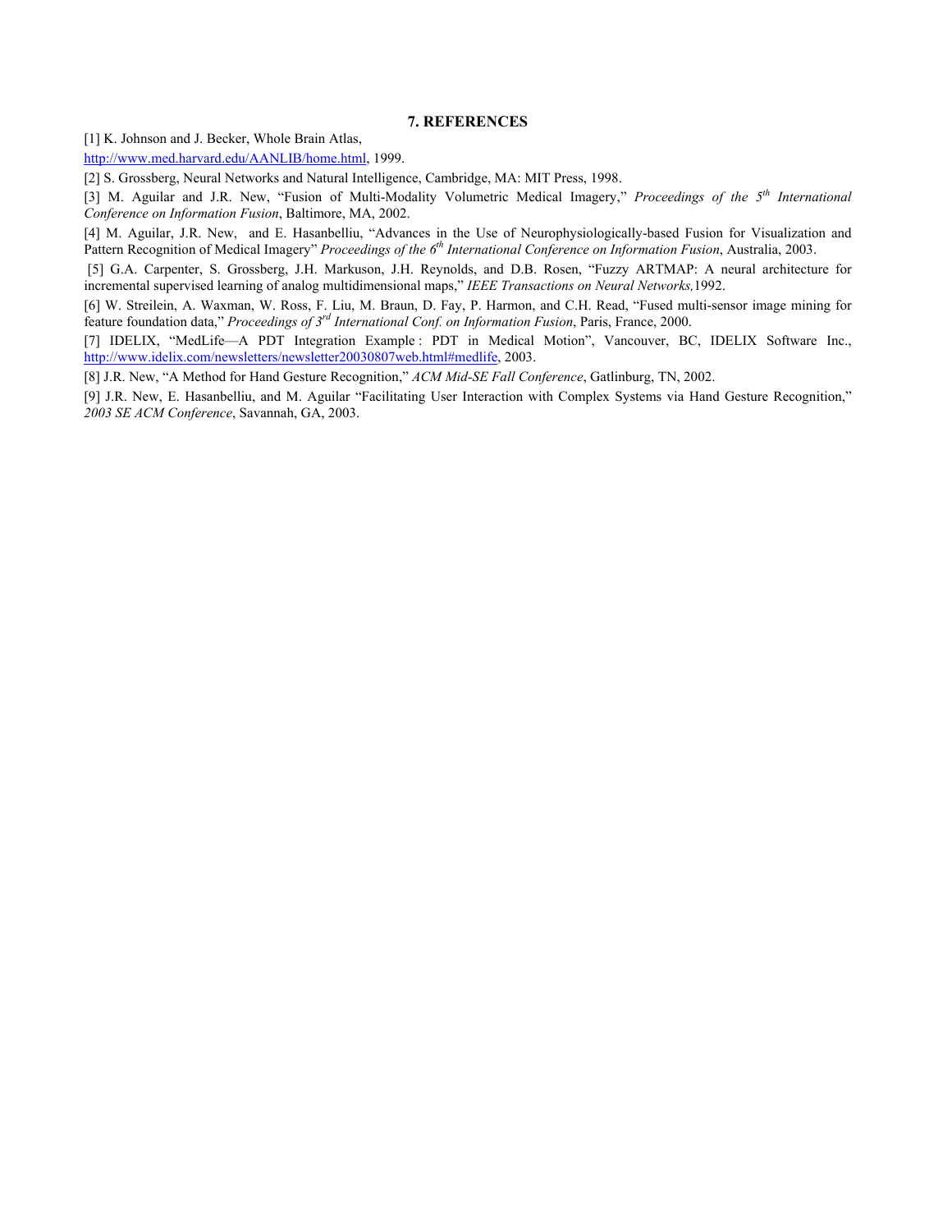## 7. REFERENCES

[1] K. Johnson and J. Becker, Whole Brain Atlas, http://www.med.harvard.edu/AANLIB/home.html, 1999.

[2] S. Grossberg, Neural Networks and Natural Intelligence, Cambridge, MA: MIT Press, 1998.

[3] M. Aguilar and J.R. New, "Fusion of Multi-Modality Volumetric Medical Imagery," *Proceedings of the 5th International Conference on Information Fusion*, Baltimore, MA, 2002.

[4] M. Aguilar, J.R. New, and E. Hasanbelliu, "Advances in the Use of Neurophysiologically-based Fusion for Visualization and Pattern Recognition of Medical Imagery" *Proceedings of the 6th International Conference on Information Fusion*, Australia, 2003.

[5] G.A. Carpenter, S. Grossberg, J.H. Markuson, J.H. Reynolds, and D.B. Rosen, "Fuzzy ARTMAP: A neural architecture for incremental supervised learning of analog multidimensional maps," *IEEE Transactions on Neural Networks,* 1992.

[6] W. Streilein, A. Waxman, W. Ross, F. Liu, M. Braun, D. Fay, P. Harmon, and C.H. Read, "Fused multi-sensor image mining for feature foundation data," *Proceedings of 3rd International Conf. on Information Fusion*, Paris, France, 2000.

[7] IDELIX, "MedLife—A PDT Integration Example : PDT in Medical Motion", Vancouver, BC, IDELIX Software Inc., http://www.idelix.com/newsletters/newsletter20030807web.html#medlife, 2003.

[8] J.R. New, "A Method for Hand Gesture Recognition," *ACM Mid-SE Fall Conference*, Gatlinburg, TN, 2002.

[9] J.R. New, E. Hasanbelliu, and M. Aguilar "Facilitating User Interaction with Complex Systems via Hand Gesture Recognition," *2003 SE ACM Conference*, Savannah, GA, 2003.